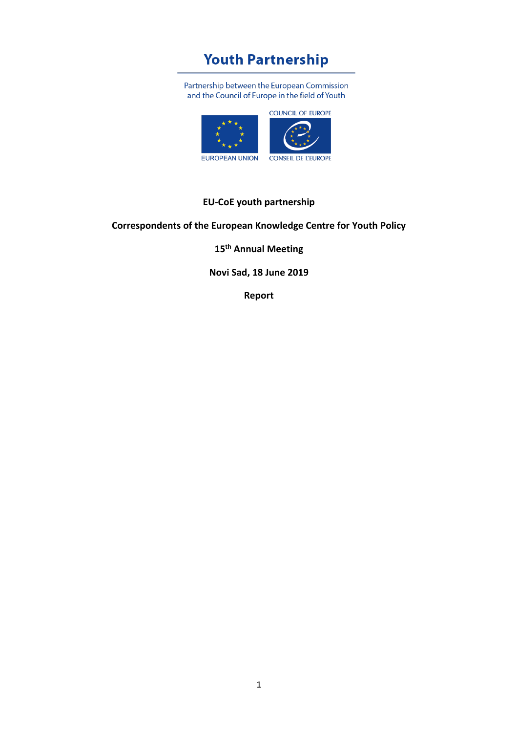# Youth Partnership

Partnership between the European Commission and the Council of Europe in the field of Youth

EUROPEAN UNION

COUNCIL OF EUROPE

CONSEIL DE L'EUROPE

**EU-CoE youth partnership**

**Correspondents of the European Knowledge Centre for Youth Policy**

**15th Annual Meeting**

**Novi Sad, 18 June 2019**

**Report**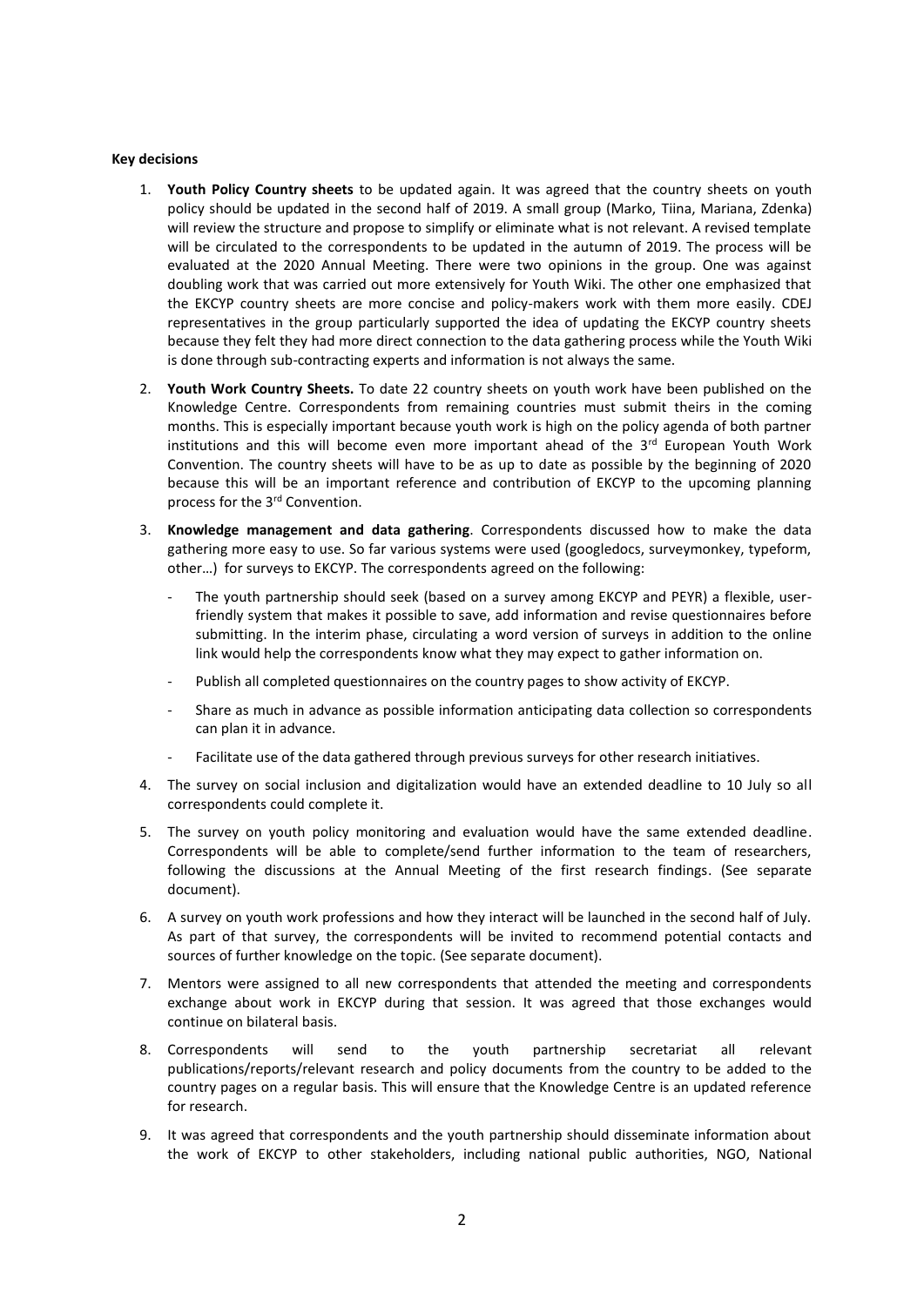**Key decisions**

1. **Youth Policy Country sheets** to be updated again. It was agreed that the country sheets on youth policy should be updated in the second half of 2019. A small group (Marko, Tiina, Mariana, Zdenka) will review the structure and propose to simplify or eliminate what is not relevant. A revised template will be circulated to the correspondents to be updated in the autumn of 2019. The process will be evaluated at the 2020 Annual Meeting. There were two opinions in the group. One was against doubling work that was carried out more extensively for Youth Wiki. The other one emphasized that the EKCYP country sheets are more concise and policy-makers work with them more easily. CDEJ representatives in the group particularly supported the idea of updating the EKCYP country sheets because they felt they had more direct connection to the data gathering process while the Youth Wiki is done through sub-contracting experts and information is not always the same.

2. **Youth Work Country Sheets.** To date 22 country sheets on youth work have been published on the Knowledge Centre. Correspondents from remaining countries must submit theirs in the coming months. This is especially important because youth work is high on the policy agenda of both partner institutions and this will become even more important ahead of the 3rd European Youth Work Convention. The country sheets will have to be as up to date as possible by the beginning of 2020 because this will be an important reference and contribution of EKCYP to the upcoming planning process for the 3rd Convention.

3. **Knowledge management and data gathering**. Correspondents discussed how to make the data gathering more easy to use. So far various systems were used (googledocs, surveymonkey, typeform, other…) for surveys to EKCYP. The correspondents agreed on the following:

   - The youth partnership should seek (based on a survey among EKCYP and PEYR) a flexible, user-friendly system that makes it possible to save, add information and revise questionnaires before submitting. In the interim phase, circulating a word version of surveys in addition to the online link would help the correspondents know what they may expect to gather information on.
   - Publish all completed questionnaires on the country pages to show activity of EKCYP.
   - Share as much in advance as possible information anticipating data collection so correspondents can plan it in advance.
   - Facilitate use of the data gathered through previous surveys for other research initiatives.

4. The survey on social inclusion and digitalization would have an extended deadline to 10 July so all correspondents could complete it.

5. The survey on youth policy monitoring and evaluation would have the same extended deadline. Correspondents will be able to complete/send further information to the team of researchers, following the discussions at the Annual Meeting of the first research findings. (See separate document).

6. A survey on youth work professions and how they interact will be launched in the second half of July. As part of that survey, the correspondents will be invited to recommend potential contacts and sources of further knowledge on the topic. (See separate document).

7. Mentors were assigned to all new correspondents that attended the meeting and correspondents exchange about work in EKCYP during that session. It was agreed that those exchanges would continue on bilateral basis.

8. Correspondents will send to the youth partnership secretariat all relevant publications/reports/relevant research and policy documents from the country to be added to the country pages on a regular basis. This will ensure that the Knowledge Centre is an updated reference for research.

9. It was agreed that correspondents and the youth partnership should disseminate information about the work of EKCYP to other stakeholders, including national public authorities, NGO, National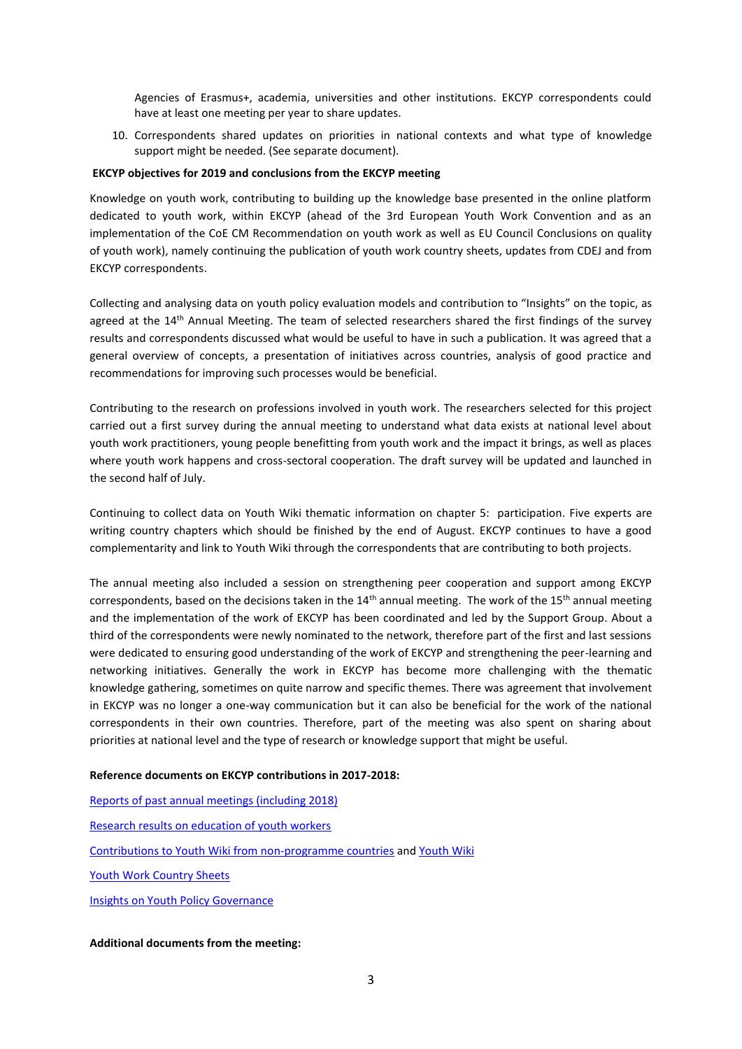Agencies of Erasmus+, academia, universities and other institutions. EKCYP correspondents could have at least one meeting per year to share updates.

10. Correspondents shared updates on priorities in national contexts and what type of knowledge support might be needed. (See separate document).

**EKCYP objectives for 2019 and conclusions from the EKCYP meeting**

Knowledge on youth work, contributing to building up the knowledge base presented in the online platform dedicated to youth work, within EKCYP (ahead of the 3rd European Youth Work Convention and as an implementation of the CoE CM Recommendation on youth work as well as EU Council Conclusions on quality of youth work), namely continuing the publication of youth work country sheets, updates from CDEJ and from EKCYP correspondents.

Collecting and analysing data on youth policy evaluation models and contribution to "Insights" on the topic, as agreed at the 14th Annual Meeting. The team of selected researchers shared the first findings of the survey results and correspondents discussed what would be useful to have in such a publication. It was agreed that a general overview of concepts, a presentation of initiatives across countries, analysis of good practice and recommendations for improving such processes would be beneficial.

Contributing to the research on professions involved in youth work. The researchers selected for this project carried out a first survey during the annual meeting to understand what data exists at national level about youth work practitioners, young people benefitting from youth work and the impact it brings, as well as places where youth work happens and cross-sectoral cooperation. The draft survey will be updated and launched in the second half of July.

Continuing to collect data on Youth Wiki thematic information on chapter 5: participation. Five experts are writing country chapters which should be finished by the end of August. EKCYP continues to have a good complementarity and link to Youth Wiki through the correspondents that are contributing to both projects.

The annual meeting also included a session on strengthening peer cooperation and support among EKCYP correspondents, based on the decisions taken in the 14th annual meeting. The work of the 15th annual meeting and the implementation of the work of EKCYP has been coordinated and led by the Support Group. About a third of the correspondents were newly nominated to the network, therefore part of the first and last sessions were dedicated to ensuring good understanding of the work of EKCYP and strengthening the peer-learning and networking initiatives. Generally the work in EKCYP has become more challenging with the thematic knowledge gathering, sometimes on quite narrow and specific themes. There was agreement that involvement in EKCYP was no longer a one-way communication but it can also be beneficial for the work of the national correspondents in their own countries. Therefore, part of the meeting was also spent on sharing about priorities at national level and the type of research or knowledge support that might be useful.

**Reference documents on EKCYP contributions in 2017-2018:**

Reports of past annual meetings (including 2018)

Research results on education of youth workers

Contributions to Youth Wiki from non-programme countries and Youth Wiki

Youth Work Country Sheets

Insights on Youth Policy Governance

**Additional documents from the meeting:**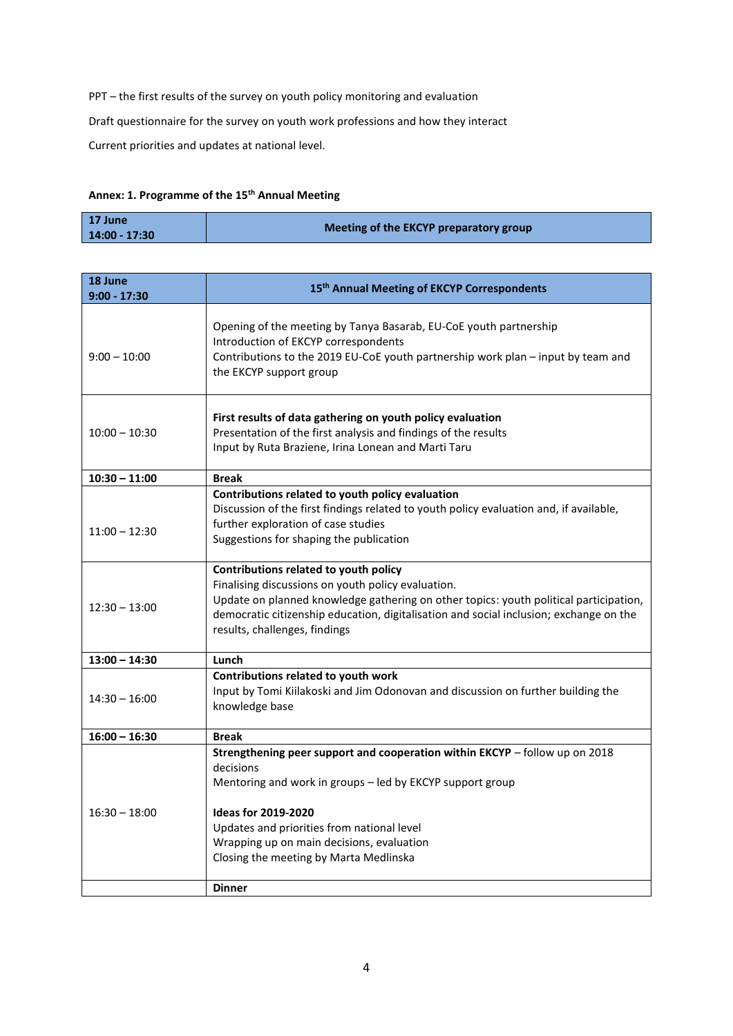PPT – the first results of the survey on youth policy monitoring and evaluation

Draft questionnaire for the survey on youth work professions and how they interact

Current priorities and updates at national level.

**Annex: 1. Programme of the 15th Annual Meeting**

| **17 June 14:00 - 17:30** | **Meeting of the EKCYP preparatory group** |
|---|---|

| **18 June 9:00 - 17:30** | **15th Annual Meeting of EKCYP Correspondents** |
|---|---|
| 9:00 – 10:00 | Opening of the meeting by Tanya Basarab, EU-CoE youth partnership<br>Introduction of EKCYP correspondents<br>Contributions to the 2019 EU-CoE youth partnership work plan – input by team and the EKCYP support group |
| 10:00 – 10:30 | **First results of data gathering on youth policy evaluation**<br>Presentation of the first analysis and findings of the results<br>Input by Ruta Braziene, Irina Lonean and Marti Taru |
| **10:30 – 11:00** | **Break** |
| 11:00 – 12:30 | **Contributions related to youth policy evaluation**<br>Discussion of the first findings related to youth policy evaluation and, if available, further exploration of case studies<br>Suggestions for shaping the publication |
| 12:30 – 13:00 | **Contributions related to youth policy**<br>Finalising discussions on youth policy evaluation.<br>Update on planned knowledge gathering on other topics: youth political participation, democratic citizenship education, digitalisation and social inclusion; exchange on the results, challenges, findings |
| **13:00 – 14:30** | **Lunch** |
| 14:30 – 16:00 | **Contributions related to youth work**<br>Input by Tomi Kiilakoski and Jim Odonovan and discussion on further building the knowledge base |
| **16:00 – 16:30** | **Break** |
| 16:30 – 18:00 | **Strengthening peer support and cooperation within EKCYP** – follow up on 2018 decisions<br>Mentoring and work in groups – led by EKCYP support group<br><br>**Ideas for 2019-2020**<br>Updates and priorities from national level<br>Wrapping up on main decisions, evaluation<br>Closing the meeting by Marta Medlinska |
| | **Dinner** |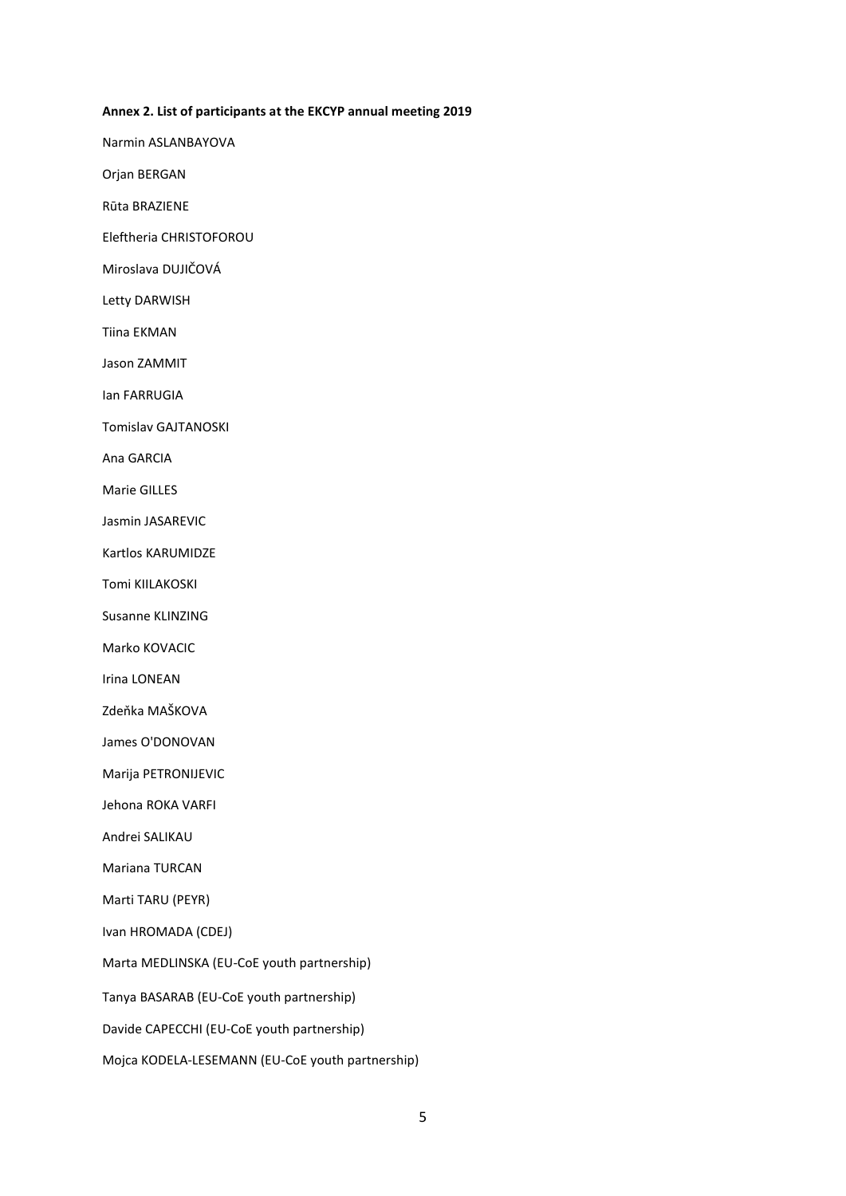**Annex 2. List of participants at the EKCYP annual meeting 2019**

Narmin ASLANBAYOVA

Orjan BERGAN

Rūta BRAZIENE

Eleftheria CHRISTOFOROU

Miroslava DUJIČOVÁ

Letty DARWISH

Tiina EKMAN

Jason ZAMMIT

Ian FARRUGIA

Tomislav GAJTANOSKI

Ana GARCIA

Marie GILLES

Jasmin JASAREVIC

Kartlos KARUMIDZE

Tomi KIILAKOSKI

Susanne KLINZING

Marko KOVACIC

Irina LONEAN

Zdeňka MAŠKOVA

James O'DONOVAN

Marija PETRONIJEVIC

Jehona ROKA VARFI

Andrei SALIKAU

Mariana TURCAN

Marti TARU (PEYR)

Ivan HROMADA (CDEJ)

Marta MEDLINSKA (EU-CoE youth partnership)

Tanya BASARAB (EU-CoE youth partnership)

Davide CAPECCHI (EU-CoE youth partnership)

Mojca KODELA-LESEMANN (EU-CoE youth partnership)